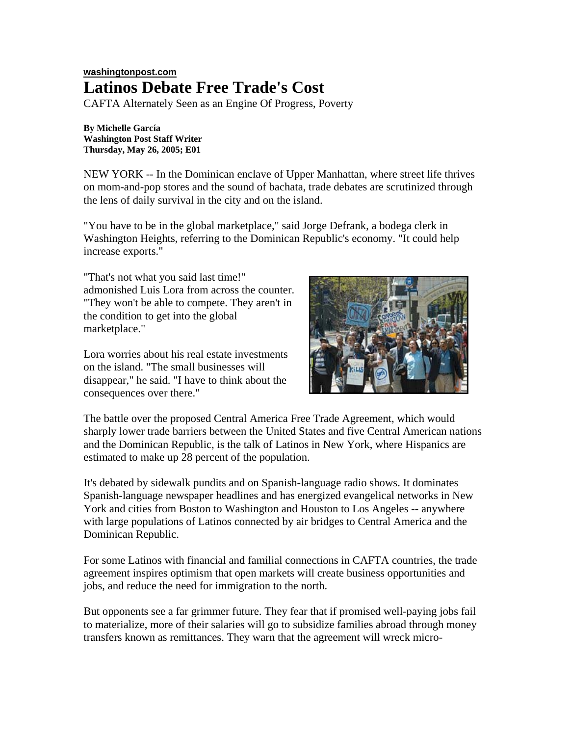**washingtonpost.com**

# Latinos Debate Free Trade's Cost

CAFTA Alternately Seen as an Engine Of Progress, Poverty

**By Michelle García**
**Washington Post Staff Writer**
**Thursday, May 26, 2005; E01**

NEW YORK -- In the Dominican enclave of Upper Manhattan, where street life thrives on mom-and-pop stores and the sound of bachata, trade debates are scrutinized through the lens of daily survival in the city and on the island.

"You have to be in the global marketplace," said Jorge Defrank, a bodega clerk in Washington Heights, referring to the Dominican Republic's economy. "It could help increase exports."

"That's not what you said last time!" admonished Luis Lora from across the counter. "They won't be able to compete. They aren't in the condition to get into the global marketplace."

Lora worries about his real estate investments on the island. "The small businesses will disappear," he said. "I have to think about the consequences over there."

The battle over the proposed Central America Free Trade Agreement, which would sharply lower trade barriers between the United States and five Central American nations and the Dominican Republic, is the talk of Latinos in New York, where Hispanics are estimated to make up 28 percent of the population.

It's debated by sidewalk pundits and on Spanish-language radio shows. It dominates Spanish-language newspaper headlines and has energized evangelical networks in New York and cities from Boston to Washington and Houston to Los Angeles -- anywhere with large populations of Latinos connected by air bridges to Central America and the Dominican Republic.

For some Latinos with financial and familial connections in CAFTA countries, the trade agreement inspires optimism that open markets will create business opportunities and jobs, and reduce the need for immigration to the north.

But opponents see a far grimmer future. They fear that if promised well-paying jobs fail to materialize, more of their salaries will go to subsidize families abroad through money transfers known as remittances. They warn that the agreement will wreck micro-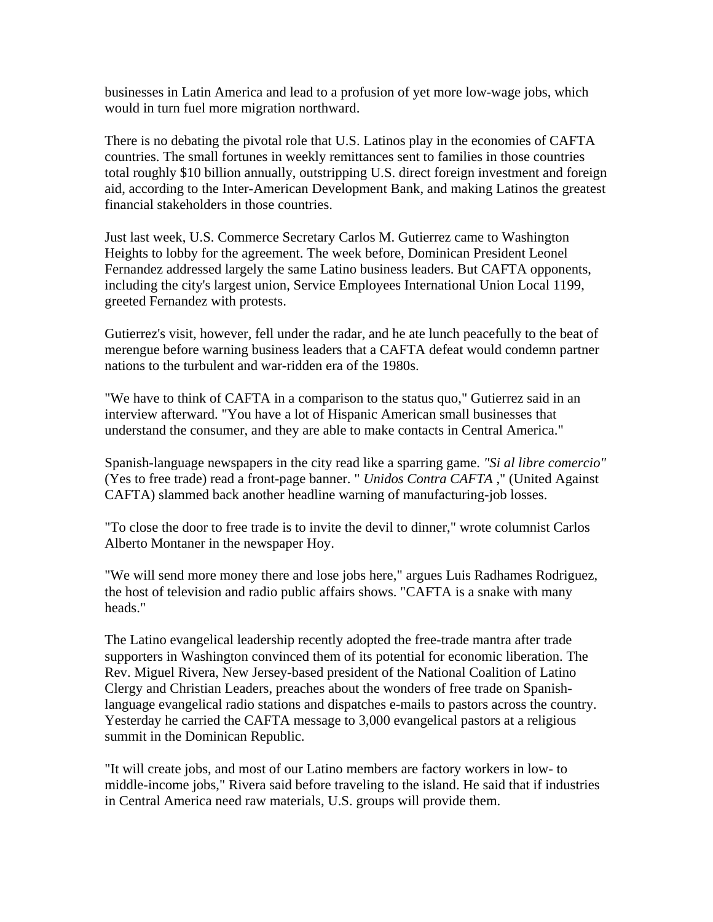businesses in Latin America and lead to a profusion of yet more low-wage jobs, which would in turn fuel more migration northward.

There is no debating the pivotal role that U.S. Latinos play in the economies of CAFTA countries. The small fortunes in weekly remittances sent to families in those countries total roughly $10 billion annually, outstripping U.S. direct foreign investment and foreign aid, according to the Inter-American Development Bank, and making Latinos the greatest financial stakeholders in those countries.

Just last week, U.S. Commerce Secretary Carlos M. Gutierrez came to Washington Heights to lobby for the agreement. The week before, Dominican President Leonel Fernandez addressed largely the same Latino business leaders. But CAFTA opponents, including the city's largest union, Service Employees International Union Local 1199, greeted Fernandez with protests.

Gutierrez's visit, however, fell under the radar, and he ate lunch peacefully to the beat of merengue before warning business leaders that a CAFTA defeat would condemn partner nations to the turbulent and war-ridden era of the 1980s.

"We have to think of CAFTA in a comparison to the status quo," Gutierrez said in an interview afterward. "You have a lot of Hispanic American small businesses that understand the consumer, and they are able to make contacts in Central America."

Spanish-language newspapers in the city read like a sparring game. *"Si al libre comercio"* (Yes to free trade) read a front-page banner. " *Unidos Contra CAFTA* ," (United Against CAFTA) slammed back another headline warning of manufacturing-job losses.

"To close the door to free trade is to invite the devil to dinner," wrote columnist Carlos Alberto Montaner in the newspaper Hoy.

"We will send more money there and lose jobs here," argues Luis Radhames Rodriguez, the host of television and radio public affairs shows. "CAFTA is a snake with many heads."

The Latino evangelical leadership recently adopted the free-trade mantra after trade supporters in Washington convinced them of its potential for economic liberation. The Rev. Miguel Rivera, New Jersey-based president of the National Coalition of Latino Clergy and Christian Leaders, preaches about the wonders of free trade on Spanish-language evangelical radio stations and dispatches e-mails to pastors across the country. Yesterday he carried the CAFTA message to 3,000 evangelical pastors at a religious summit in the Dominican Republic.

"It will create jobs, and most of our Latino members are factory workers in low- to middle-income jobs," Rivera said before traveling to the island. He said that if industries in Central America need raw materials, U.S. groups will provide them.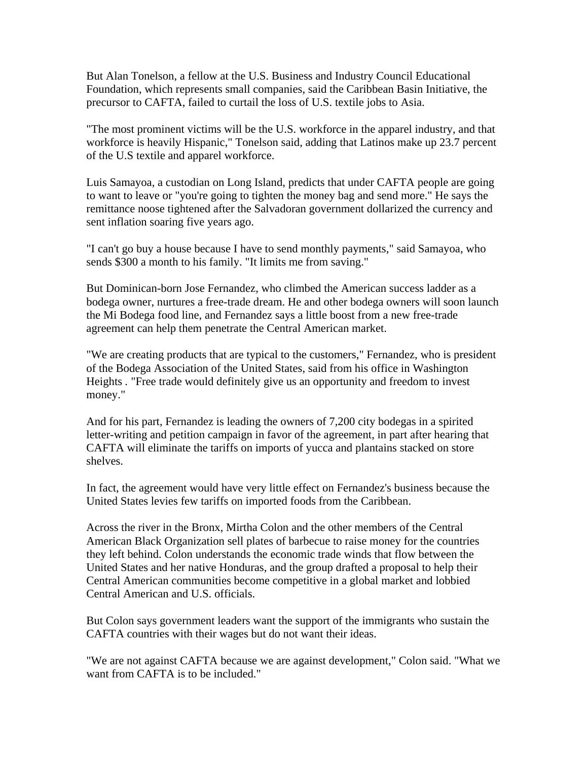But Alan Tonelson, a fellow at the U.S. Business and Industry Council Educational Foundation, which represents small companies, said the Caribbean Basin Initiative, the precursor to CAFTA, failed to curtail the loss of U.S. textile jobs to Asia.

"The most prominent victims will be the U.S. workforce in the apparel industry, and that workforce is heavily Hispanic," Tonelson said, adding that Latinos make up 23.7 percent of the U.S textile and apparel workforce.

Luis Samayoa, a custodian on Long Island, predicts that under CAFTA people are going to want to leave or "you're going to tighten the money bag and send more." He says the remittance noose tightened after the Salvadoran government dollarized the currency and sent inflation soaring five years ago.

"I can't go buy a house because I have to send monthly payments," said Samayoa, who sends $300 a month to his family. "It limits me from saving."

But Dominican-born Jose Fernandez, who climbed the American success ladder as a bodega owner, nurtures a free-trade dream. He and other bodega owners will soon launch the Mi Bodega food line, and Fernandez says a little boost from a new free-trade agreement can help them penetrate the Central American market.

"We are creating products that are typical to the customers," Fernandez, who is president of the Bodega Association of the United States, said from his office in Washington Heights . "Free trade would definitely give us an opportunity and freedom to invest money."

And for his part, Fernandez is leading the owners of 7,200 city bodegas in a spirited letter-writing and petition campaign in favor of the agreement, in part after hearing that CAFTA will eliminate the tariffs on imports of yucca and plantains stacked on store shelves.

In fact, the agreement would have very little effect on Fernandez's business because the United States levies few tariffs on imported foods from the Caribbean.

Across the river in the Bronx, Mirtha Colon and the other members of the Central American Black Organization sell plates of barbecue to raise money for the countries they left behind. Colon understands the economic trade winds that flow between the United States and her native Honduras, and the group drafted a proposal to help their Central American communities become competitive in a global market and lobbied Central American and U.S. officials.

But Colon says government leaders want the support of the immigrants who sustain the CAFTA countries with their wages but do not want their ideas.

"We are not against CAFTA because we are against development," Colon said. "What we want from CAFTA is to be included."